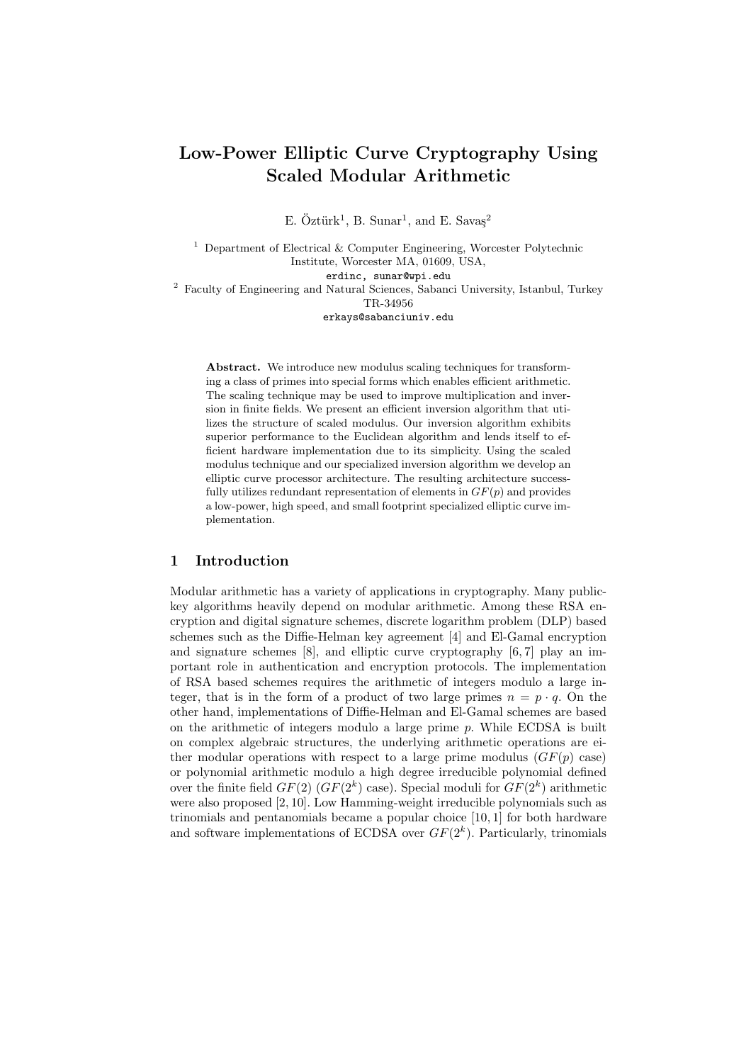# Low-Power Elliptic Curve Cryptography Using Scaled Modular Arithmetic

E. Öztürk[1], B. Sunar[1], and E. Savaş[2]

[1] Department of Electrical & Computer Engineering, Worcester Polytechnic Institute, Worcester MA, 01609, USA,
erdinc, sunar@wpi.edu

[2] Faculty of Engineering and Natural Sciences, Sabanci University, Istanbul, Turkey TR-34956
erkays@sabanciuniv.edu

**Abstract.** We introduce new modulus scaling techniques for transforming a class of primes into special forms which enables efficient arithmetic. The scaling technique may be used to improve multiplication and inversion in finite fields. We present an efficient inversion algorithm that utilizes the structure of scaled modulus. Our inversion algorithm exhibits superior performance to the Euclidean algorithm and lends itself to efficient hardware implementation due to its simplicity. Using the scaled modulus technique and our specialized inversion algorithm we develop an elliptic curve processor architecture. The resulting architecture successfully utilizes redundant representation of elements in $GF(p)$ and provides a low-power, high speed, and small footprint specialized elliptic curve implementation.

## 1 Introduction

Modular arithmetic has a variety of applications in cryptography. Many public-key algorithms heavily depend on modular arithmetic. Among these RSA encryption and digital signature schemes, discrete logarithm problem (DLP) based schemes such as the Diffie-Helman key agreement [4] and El-Gamal encryption and signature schemes [8], and elliptic curve cryptography [6, 7] play an important role in authentication and encryption protocols. The implementation of RSA based schemes requires the arithmetic of integers modulo a large integer, that is in the form of a product of two large primes $n = p \cdot q$. On the other hand, implementations of Diffie-Helman and El-Gamal schemes are based on the arithmetic of integers modulo a large prime $p$. While ECDSA is built on complex algebraic structures, the underlying arithmetic operations are either modular operations with respect to a large prime modulus ($GF(p)$ case) or polynomial arithmetic modulo a high degree irreducible polynomial defined over the finite field $GF(2)$ ($GF(2^k)$ case). Special moduli for $GF(2^k)$ arithmetic were also proposed [2, 10]. Low Hamming-weight irreducible polynomials such as trinomials and pentanomials became a popular choice [10, 1] for both hardware and software implementations of ECDSA over $GF(2^k)$. Particularly, trinomials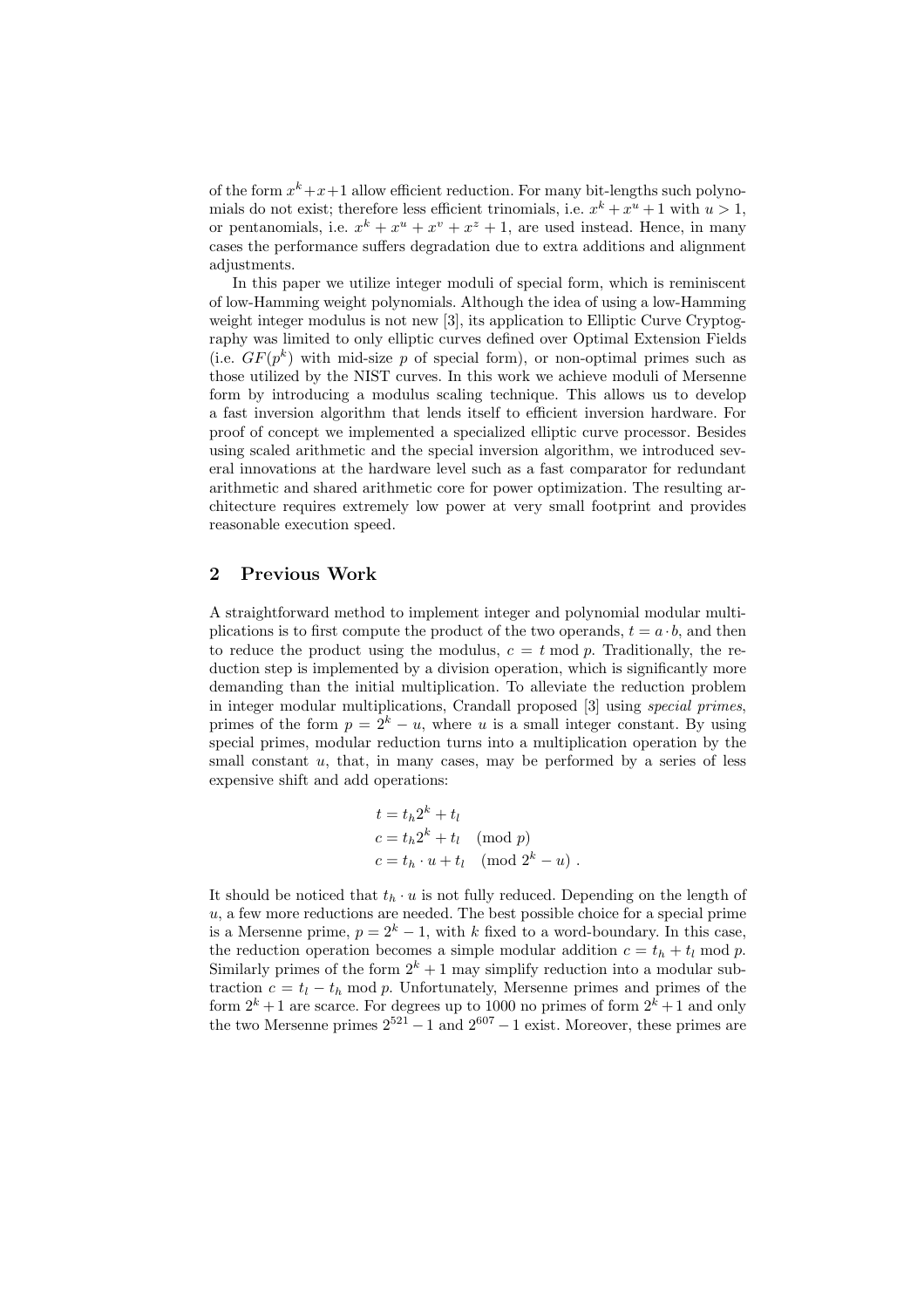of the form $x^k + x + 1$ allow efficient reduction. For many bit-lengths such polynomials do not exist; therefore less efficient trinomials, i.e. $x^k + x^u + 1$ with $u > 1$, or pentanomials, i.e. $x^k + x^u + x^v + x^z + 1$, are used instead. Hence, in many cases the performance suffers degradation due to extra additions and alignment adjustments.

In this paper we utilize integer moduli of special form, which is reminiscent of low-Hamming weight polynomials. Although the idea of using a low-Hamming weight integer modulus is not new [3], its application to Elliptic Curve Cryptography was limited to only elliptic curves defined over Optimal Extension Fields (i.e. $GF(p^k)$ with mid-size $p$ of special form), or non-optimal primes such as those utilized by the NIST curves. In this work we achieve moduli of Mersenne form by introducing a modulus scaling technique. This allows us to develop a fast inversion algorithm that lends itself to efficient inversion hardware. For proof of concept we implemented a specialized elliptic curve processor. Besides using scaled arithmetic and the special inversion algorithm, we introduced several innovations at the hardware level such as a fast comparator for redundant arithmetic and shared arithmetic core for power optimization. The resulting architecture requires extremely low power at very small footprint and provides reasonable execution speed.

## 2 Previous Work

A straightforward method to implement integer and polynomial modular multiplications is to first compute the product of the two operands, $t = a \cdot b$, and then to reduce the product using the modulus, $c = t \bmod p$. Traditionally, the reduction step is implemented by a division operation, which is significantly more demanding than the initial multiplication. To alleviate the reduction problem in integer modular multiplications, Crandall proposed [3] using *special primes*, primes of the form $p = 2^k - u$, where $u$ is a small integer constant. By using special primes, modular reduction turns into a multiplication operation by the small constant $u$, that, in many cases, may be performed by a series of less expensive shift and add operations:

$$
\begin{aligned}
t &= t_h 2^k + t_l \\
c &= t_h 2^k + t_l \pmod{p} \\
c &= t_h \cdot u + t_l \pmod{2^k - u} .
\end{aligned}
$$

It should be noticed that $t_h \cdot u$ is not fully reduced. Depending on the length of $u$, a few more reductions are needed. The best possible choice for a special prime is a Mersenne prime, $p = 2^k - 1$, with $k$ fixed to a word-boundary. In this case, the reduction operation becomes a simple modular addition $c = t_h + t_l \bmod p$. Similarly primes of the form $2^k + 1$ may simplify reduction into a modular subtraction $c = t_l - t_h \bmod p$. Unfortunately, Mersenne primes and primes of the form $2^k + 1$ are scarce. For degrees up to 1000 no primes of form $2^k + 1$ and only the two Mersenne primes $2^{521} - 1$ and $2^{607} - 1$ exist. Moreover, these primes are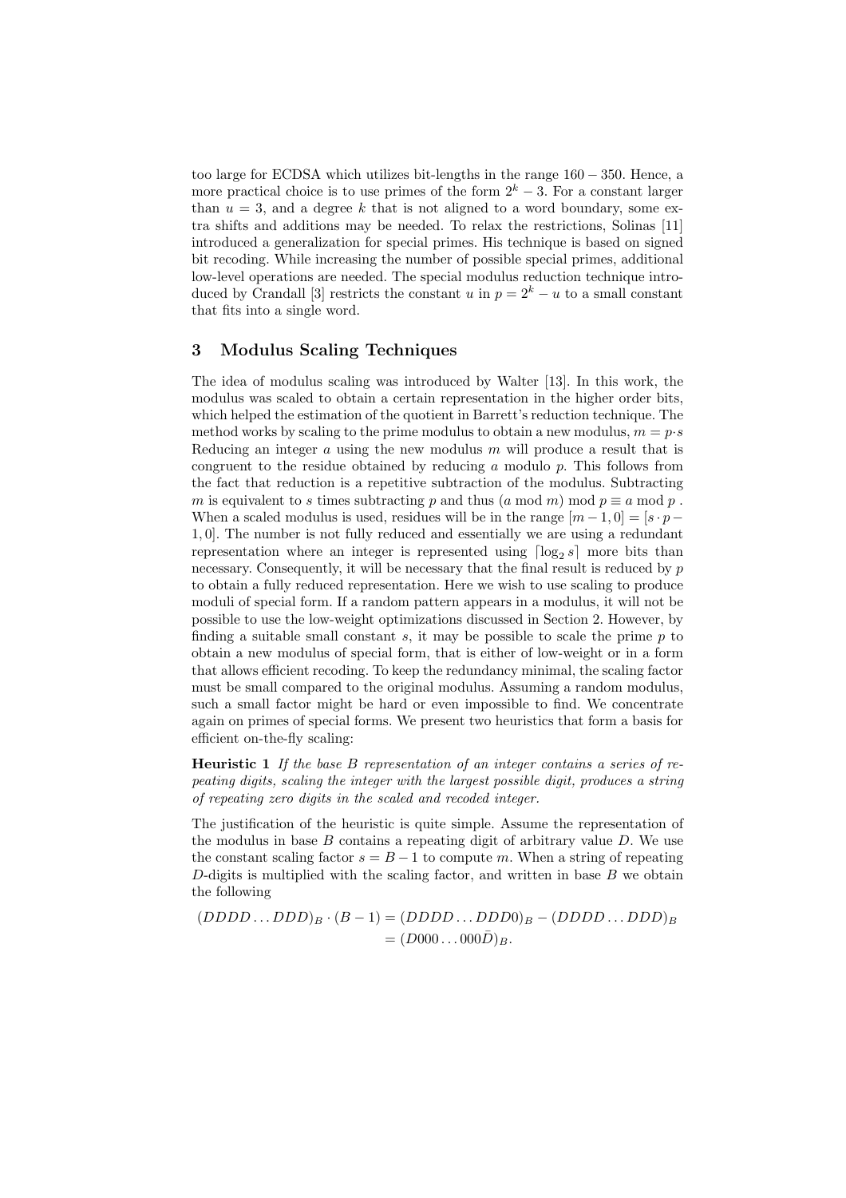too large for ECDSA which utilizes bit-lengths in the range $160 - 350$. Hence, a more practical choice is to use primes of the form $2^k - 3$. For a constant larger than $u = 3$, and a degree $k$ that is not aligned to a word boundary, some extra shifts and additions may be needed. To relax the restrictions, Solinas [11] introduced a generalization for special primes. His technique is based on signed bit recoding. While increasing the number of possible special primes, additional low-level operations are needed. The special modulus reduction technique introduced by Crandall [3] restricts the constant $u$ in $p = 2^k - u$ to a small constant that fits into a single word.

## 3 Modulus Scaling Techniques

The idea of modulus scaling was introduced by Walter [13]. In this work, the modulus was scaled to obtain a certain representation in the higher order bits, which helped the estimation of the quotient in Barrett's reduction technique. The method works by scaling to the prime modulus to obtain a new modulus, $m = p \cdot s$ Reducing an integer $a$ using the new modulus $m$ will produce a result that is congruent to the residue obtained by reducing $a$ modulo $p$. This follows from the fact that reduction is a repetitive subtraction of the modulus. Subtracting $m$ is equivalent to $s$ times subtracting $p$ and thus $(a \bmod m) \bmod p \equiv a \bmod p$ . When a scaled modulus is used, residues will be in the range $[m-1, 0] = [s \cdot p - 1, 0]$. The number is not fully reduced and essentially we are using a redundant representation where an integer is represented using $\lceil \log_2 s \rceil$ more bits than necessary. Consequently, it will be necessary that the final result is reduced by $p$ to obtain a fully reduced representation. Here we wish to use scaling to produce moduli of special form. If a random pattern appears in a modulus, it will not be possible to use the low-weight optimizations discussed in Section 2. However, by finding a suitable small constant $s$, it may be possible to scale the prime $p$ to obtain a new modulus of special form, that is either of low-weight or in a form that allows efficient recoding. To keep the redundancy minimal, the scaling factor must be small compared to the original modulus. Assuming a random modulus, such a small factor might be hard or even impossible to find. We concentrate again on primes of special forms. We present two heuristics that form a basis for efficient on-the-fly scaling:

**Heuristic 1** *If the base $B$ representation of an integer contains a series of repeating digits, scaling the integer with the largest possible digit, produces a string of repeating zero digits in the scaled and recoded integer.*

The justification of the heuristic is quite simple. Assume the representation of the modulus in base $B$ contains a repeating digit of arbitrary value $D$. We use the constant scaling factor $s = B - 1$ to compute $m$. When a string of repeating $D$-digits is multiplied with the scaling factor, and written in base $B$ we obtain the following

$$
\begin{aligned}
(DDDD \ldots DDD)_B \cdot (B-1) &= (DDDD \ldots DDD0)_B - (DDDD \ldots DDD)_B \\
&= (D000 \ldots 000\bar{D})_B .
\end{aligned}
$$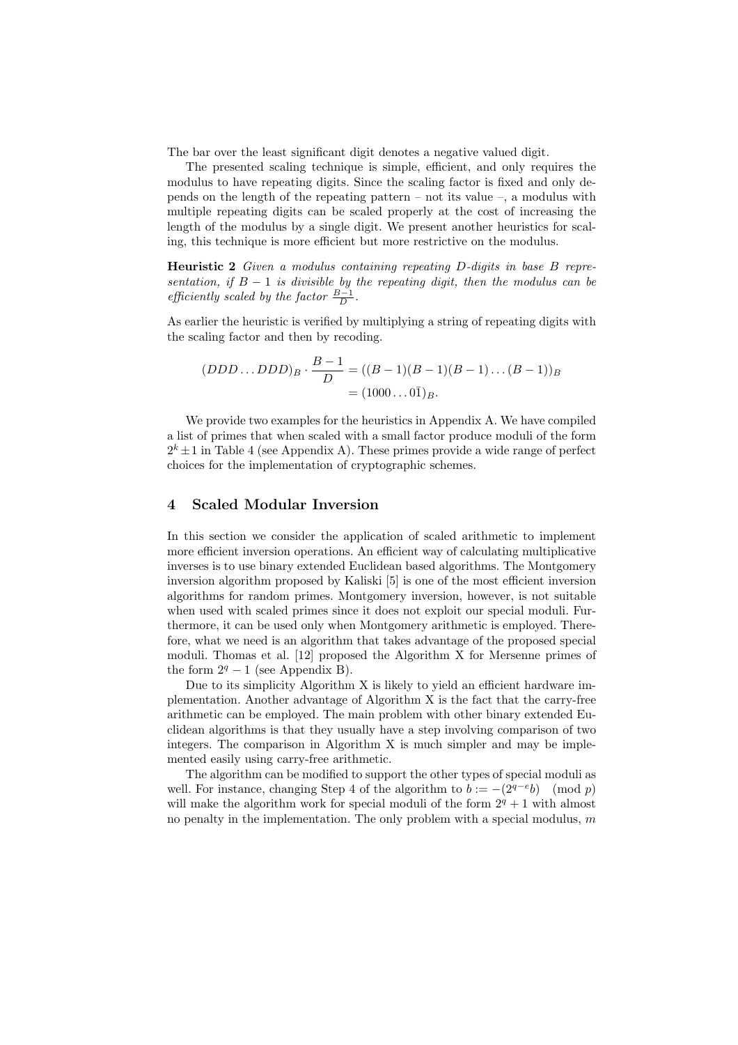The bar over the least significant digit denotes a negative valued digit.

The presented scaling technique is simple, efficient, and only requires the modulus to have repeating digits. Since the scaling factor is fixed and only depends on the length of the repeating pattern – not its value –, a modulus with multiple repeating digits can be scaled properly at the cost of increasing the length of the modulus by a single digit. We present another heuristics for scaling, this technique is more efficient but more restrictive on the modulus.

**Heuristic 2** *Given a modulus containing repeating $D$-digits in base $B$ representation, if $B-1$ is divisible by the repeating digit, then the modulus can be efficiently scaled by the factor $\frac{B-1}{D}$.*

As earlier the heuristic is verified by multiplying a string of repeating digits with the scaling factor and then by recoding.

$$
\begin{aligned}
(DDD \ldots DDD)_B \cdot \frac{B-1}{D} &= ((B-1)(B-1)(B-1)\ldots(B-1))_B \\
&= (1000\ldots0\bar{1})_B .
\end{aligned}
$$

We provide two examples for the heuristics in Appendix A. We have compiled a list of primes that when scaled with a small factor produce moduli of the form $2^k \pm 1$ in Table 4 (see Appendix A). These primes provide a wide range of perfect choices for the implementation of cryptographic schemes.

## 4 Scaled Modular Inversion

In this section we consider the application of scaled arithmetic to implement more efficient inversion operations. An efficient way of calculating multiplicative inverses is to use binary extended Euclidean based algorithms. The Montgomery inversion algorithm proposed by Kaliski [5] is one of the most efficient inversion algorithms for random primes. Montgomery inversion, however, is not suitable when used with scaled primes since it does not exploit our special moduli. Furthermore, it can be used only when Montgomery arithmetic is employed. Therefore, what we need is an algorithm that takes advantage of the proposed special moduli. Thomas et al. [12] proposed the Algorithm X for Mersenne primes of the form $2^q - 1$ (see Appendix B).

Due to its simplicity Algorithm X is likely to yield an efficient hardware implementation. Another advantage of Algorithm X is the fact that the carry-free arithmetic can be employed. The main problem with other binary extended Euclidean algorithms is that they usually have a step involving comparison of two integers. The comparison in Algorithm X is much simpler and may be implemented easily using carry-free arithmetic.

The algorithm can be modified to support the other types of special moduli as well. For instance, changing Step 4 of the algorithm to $b := -(2^{q-e}b) \pmod{p}$ will make the algorithm work for special moduli of the form $2^q + 1$ with almost no penalty in the implementation. The only problem with a special modulus, $m$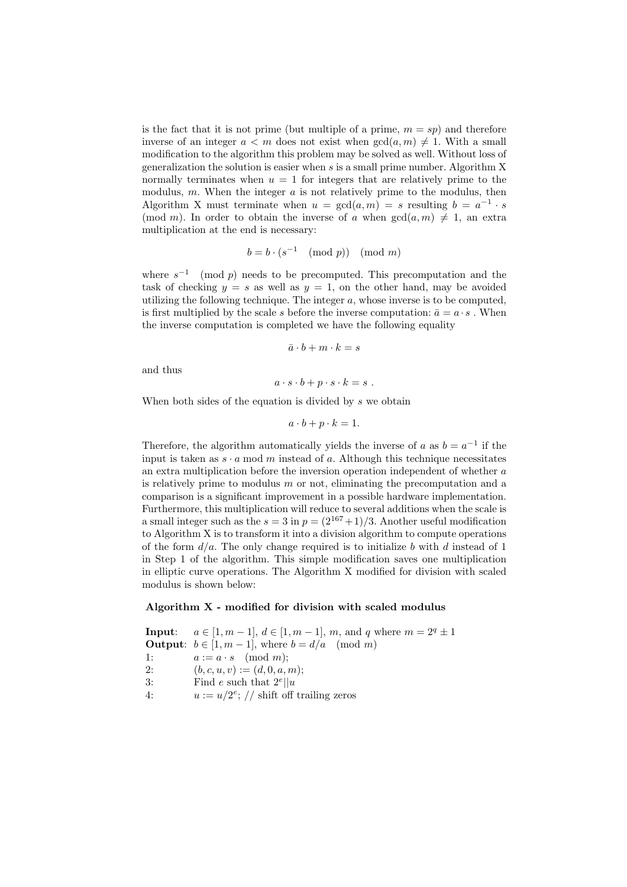is the fact that it is not prime (but multiple of a prime, $m = sp$) and therefore inverse of an integer $a < m$ does not exist when $\gcd(a, m) \neq 1$. With a small modification to the algorithm this problem may be solved as well. Without loss of generalization the solution is easier when $s$ is a small prime number. Algorithm X normally terminates when $u = 1$ for integers that are relatively prime to the modulus, $m$. When the integer $a$ is not relatively prime to the modulus, then Algorithm X must terminate when $u = \gcd(a, m) = s$ resulting $b = a^{-1} \cdot s \pmod{m}$. In order to obtain the inverse of $a$ when $\gcd(a, m) \neq 1$, an extra multiplication at the end is necessary:

$$b = b \cdot (s^{-1} \pmod{p}) \pmod{m}$$

where $s^{-1} \pmod{p}$ needs to be precomputed. This precomputation and the task of checking $y = s$ as well as $y = 1$, on the other hand, may be avoided utilizing the following technique. The integer $a$, whose inverse is to be computed, is first multiplied by the scale $s$ before the inverse computation: $\bar{a} = a \cdot s$ . When the inverse computation is completed we have the following equality

$$\bar{a} \cdot b + m \cdot k = s$$

and thus

$$a \cdot s \cdot b + p \cdot s \cdot k = s \ .$$

When both sides of the equation is divided by $s$ we obtain

$$a \cdot b + p \cdot k = 1.$$

Therefore, the algorithm automatically yields the inverse of $a$ as $b = a^{-1}$ if the input is taken as $s \cdot a \bmod m$ instead of $a$. Although this technique necessitates an extra multiplication before the inversion operation independent of whether $a$ is relatively prime to modulus $m$ or not, eliminating the precomputation and a comparison is a significant improvement in a possible hardware implementation. Furthermore, this multiplication will reduce to several additions when the scale is a small integer such as the $s = 3$ in $p = (2^{167} + 1)/3$. Another useful modification to Algorithm X is to transform it into a division algorithm to compute operations of the form $d/a$. The only change required is to initialize $b$ with $d$ instead of 1 in Step 1 of the algorithm. This simple modification saves one multiplication in elliptic curve operations. The Algorithm X modified for division with scaled modulus is shown below:

**Algorithm X - modified for division with scaled modulus**

**Input**: $a \in [1, m-1]$, $d \in [1, m-1]$, $m$, and $q$ where $m = 2^q \pm 1$
**Output**: $b \in [1, m-1]$, where $b = d/a \pmod{m}$
1: $a := a \cdot s \pmod{m}$;
2: $(b, c, u, v) := (d, 0, a, m)$;
3: Find $e$ such that $2^e || u$
4: $u := u/2^e$; // shift off trailing zeros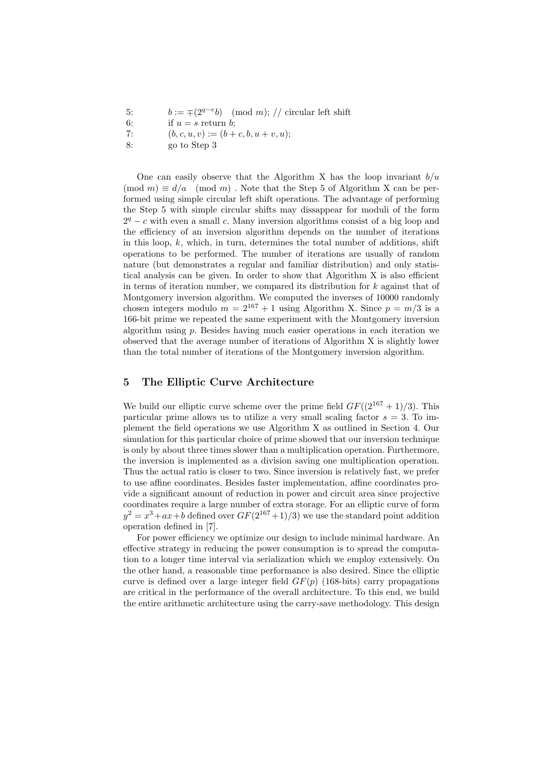```
5:        b := ∓(2^{q−e}b)   (mod m); // circular left shift
6:        if u = s return b;
7:        (b, c, u, v) := (b + c, b, u + v, u);
8:        go to Step 3
```

One can easily observe that the Algorithm X has the loop invariant $b/u \pmod{m} \equiv d/a \pmod{m}$ . Note that the Step 5 of Algorithm X can be performed using simple circular left shift operations. The advantage of performing the Step 5 with simple circular shifts may dissappear for moduli of the form $2^q - c$ with even a small $c$. Many inversion algorithms consist of a big loop and the efficiency of an inversion algorithm depends on the number of iterations in this loop, $k$, which, in turn, determines the total number of additions, shift operations to be performed. The number of iterations are usually of random nature (but demonstrates a regular and familiar distribution) and only statistical analysis can be given. In order to show that Algorithm X is also efficient in terms of iteration number, we compared its distribution for $k$ against that of Montgomery inversion algorithm. We computed the inverses of 10000 randomly chosen integers modulo $m = 2^{167} + 1$ using Algorithm X. Since $p = m/3$ is a 166-bit prime we repeated the same experiment with the Montgomery inversion algorithm using $p$. Besides having much easier operations in each iteration we observed that the average number of iterations of Algorithm X is slightly lower than the total number of iterations of the Montgomery inversion algorithm.

## 5 The Elliptic Curve Architecture

We build our elliptic curve scheme over the prime field $GF((2^{167} + 1)/3)$. This particular prime allows us to utilize a very small scaling factor $s = 3$. To implement the field operations we use Algorithm X as outlined in Section 4. Our simulation for this particular choice of prime showed that our inversion technique is only by about three times slower than a multiplication operation. Furthermore, the inversion is implemented as a division saving one multiplication operation. Thus the actual ratio is closer to two. Since inversion is relatively fast, we prefer to use affine coordinates. Besides faster implementation, affine coordinates provide a significant amount of reduction in power and circuit area since projective coordinates require a large number of extra storage. For an elliptic curve of form $y^2 = x^3 + ax + b$ defined over $GF(2^{167}+1)/3)$ we use the standard point addition operation defined in [7].

For power efficiency we optimize our design to include minimal hardware. An effective strategy in reducing the power consumption is to spread the computation to a longer time interval via serialization which we employ extensively. On the other hand, a reasonable time performance is also desired. Since the elliptic curve is defined over a large integer field $GF(p)$ (168-bits) carry propagations are critical in the performance of the overall architecture. To this end, we build the entire arithmetic architecture using the carry-save methodology. This design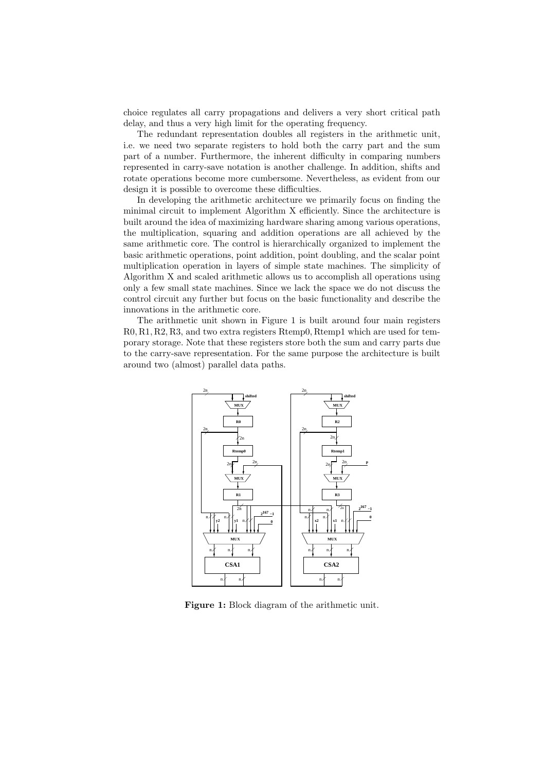choice regulates all carry propagations and delivers a very short critical path delay, and thus a very high limit for the operating frequency.

The redundant representation doubles all registers in the arithmetic unit, i.e. we need two separate registers to hold both the carry part and the sum part of a number. Furthermore, the inherent difficulty in comparing numbers represented in carry-save notation is another challenge. In addition, shifts and rotate operations become more cumbersome. Nevertheless, as evident from our design it is possible to overcome these difficulties.

In developing the arithmetic architecture we primarily focus on finding the minimal circuit to implement Algorithm X efficiently. Since the architecture is built around the idea of maximizing hardware sharing among various operations, the multiplication, squaring and addition operations are all achieved by the same arithmetic core. The control is hierarchically organized to implement the basic arithmetic operations, point addition, point doubling, and the scalar point multiplication operation in layers of simple state machines. The simplicity of Algorithm X and scaled arithmetic allows us to accomplish all operations using only a few small state machines. Since we lack the space we do not discuss the control circuit any further but focus on the basic functionality and describe the innovations in the arithmetic core.

The arithmetic unit shown in Figure 1 is built around four main registers R0, R1, R2, R3, and two extra registers Rtemp0, Rtemp1 which are used for temporary storage. Note that these registers store both the sum and carry parts due to the carry-save representation. For the same purpose the architecture is built around two (almost) parallel data paths.

**Figure 1:** Block diagram of the arithmetic unit.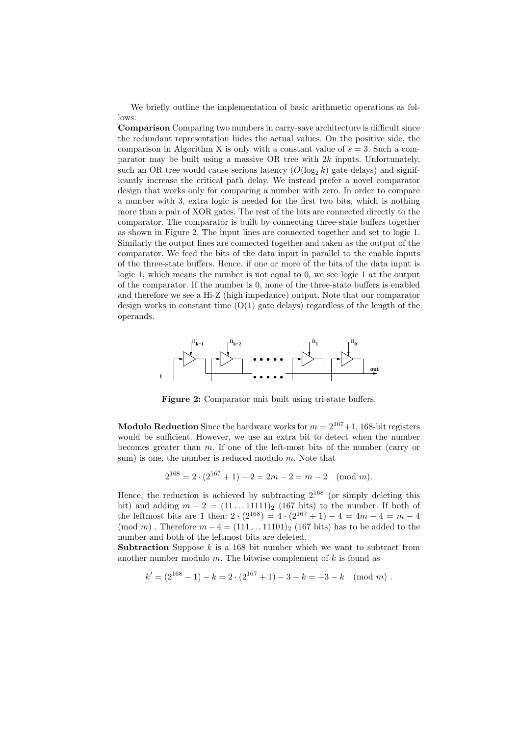We briefly outline the implementation of basic arithmetic operations as follows:

**Comparison** Comparing two numbers in carry-save architecture is difficult since the redundant representation hides the actual values. On the positive side, the comparison in Algorithm X is only with a constant value of $s = 3$. Such a comparator may be built using a massive OR tree with $2k$ inputs. Unfortunately, such an OR tree would cause serious latency ($O(\log_2 k)$ gate delays) and significantly increase the critical path delay. We instead prefer a novel comparator design that works only for comparing a number with zero. In order to compare a number with 3, extra logic is needed for the first two bits, which is nothing more than a pair of XOR gates. The rest of the bits are connected directly to the comparator. The comparator is built by connecting three-state buffers together as shown in Figure 2. The input lines are connected together and set to logic 1. Similarly the output lines are connected together and taken as the output of the comparator. We feed the bits of the data input in parallel to the enable inputs of the three-state buffers. Hence, if one or more of the bits of the data input is logic 1, which means the number is not equal to 0, we see logic 1 at the output of the comparator. If the number is 0, none of the three-state buffers is enabled and therefore we see a Hi-Z (high impedance) output. Note that our comparator design works in constant time (O(1) gate delays) regardless of the length of the operands.

**Figure 2:** Comparator unit built using tri-state buffers.

**Modulo Reduction** Since the hardware works for $m = 2^{167}+1$, 168-bit registers would be sufficient. However, we use an extra bit to detect when the number becomes greater than $m$. If one of the left-most bits of the number (carry or sum) is one, the number is reduced modulo $m$. Note that

$$2^{168} = 2 \cdot (2^{167} + 1) - 2 = 2m - 2 = m - 2 \pmod{m}.$$

Hence, the reduction is achieved by subtracting $2^{168}$ (or simply deleting this bit) and adding $m - 2 = (11 \ldots 11111)_2$ (167 bits) to the number. If both of the leftmost bits are 1 then: $2 \cdot (2^{168}) = 4 \cdot (2^{167} + 1) - 4 = 4m - 4 = m - 4 \pmod{m}$. Therefore $m - 4 = (111 \ldots 11101)_2$ (167 bits) has to be added to the number and both of the leftmost bits are deleted.

**Subtraction** Suppose $k$ is a 168 bit number which we want to subtract from another number modulo $m$. The bitwise complement of $k$ is found as

$$k' = (2^{168} - 1) - k = 2 \cdot (2^{167} + 1) - 3 - k = -3 - k \pmod{m}.$$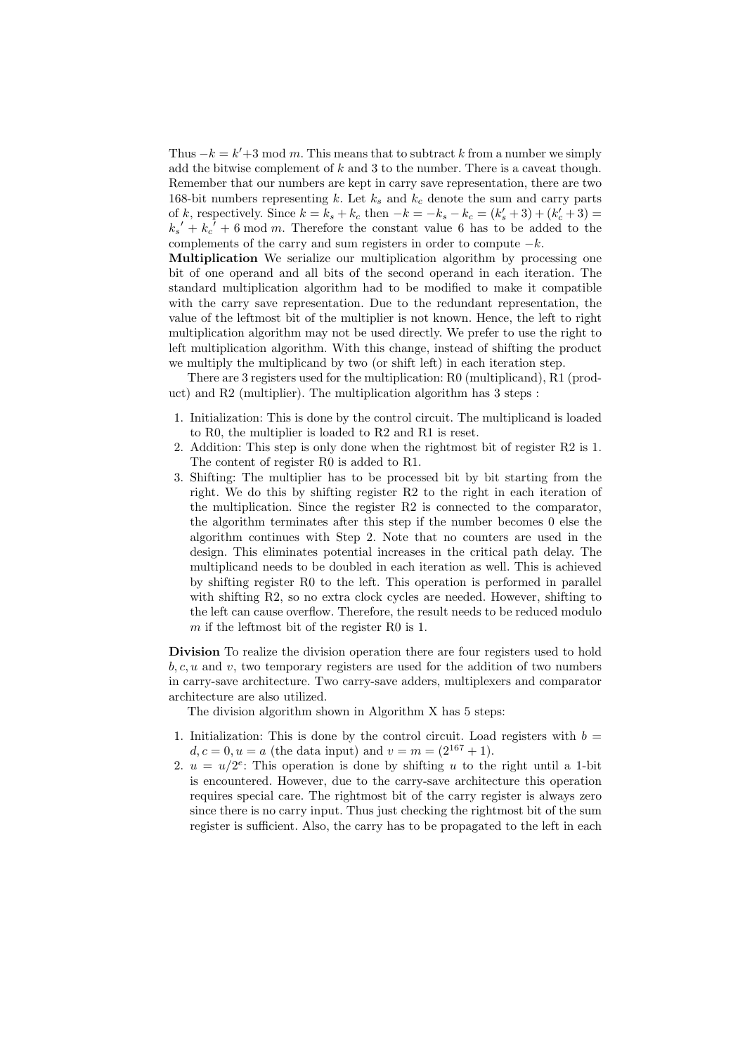Thus $-k = k' + 3 \bmod m$. This means that to subtract $k$ from a number we simply add the bitwise complement of $k$ and 3 to the number. There is a caveat though. Remember that our numbers are kept in carry save representation, there are two 168-bit numbers representing $k$. Let $k_s$ and $k_c$ denote the sum and carry parts of $k$, respectively. Since $k = k_s + k_c$ then $-k = -k_s - k_c = (k_s' + 3) + (k_c' + 3) = {k_s}' + {k_c}' + 6 \bmod m$. Therefore the constant value 6 has to be added to the complements of the carry and sum registers in order to compute $-k$.

**Multiplication** We serialize our multiplication algorithm by processing one bit of one operand and all bits of the second operand in each iteration. The standard multiplication algorithm had to be modified to make it compatible with the carry save representation. Due to the redundant representation, the value of the leftmost bit of the multiplier is not known. Hence, the left to right multiplication algorithm may not be used directly. We prefer to use the right to left multiplication algorithm. With this change, instead of shifting the product we multiply the multiplicand by two (or shift left) in each iteration step.

There are 3 registers used for the multiplication: R0 (multiplicand), R1 (product) and R2 (multiplier). The multiplication algorithm has 3 steps :

1. Initialization: This is done by the control circuit. The multiplicand is loaded to R0, the multiplier is loaded to R2 and R1 is reset.
2. Addition: This step is only done when the rightmost bit of register R2 is 1. The content of register R0 is added to R1.
3. Shifting: The multiplier has to be processed bit by bit starting from the right. We do this by shifting register R2 to the right in each iteration of the multiplication. Since the register R2 is connected to the comparator, the algorithm terminates after this step if the number becomes 0 else the algorithm continues with Step 2. Note that no counters are used in the design. This eliminates potential increases in the critical path delay. The multiplicand needs to be doubled in each iteration as well. This is achieved by shifting register R0 to the left. This operation is performed in parallel with shifting R2, so no extra clock cycles are needed. However, shifting to the left can cause overflow. Therefore, the result needs to be reduced modulo $m$ if the leftmost bit of the register R0 is 1.

**Division** To realize the division operation there are four registers used to hold $b, c, u$ and $v$, two temporary registers are used for the addition of two numbers in carry-save architecture. Two carry-save adders, multiplexers and comparator architecture are also utilized.

The division algorithm shown in Algorithm X has 5 steps:

1. Initialization: This is done by the control circuit. Load registers with $b = d, c = 0, u = a$ (the data input) and $v = m = (2^{167} + 1)$.
2. $u = u/2^e$: This operation is done by shifting $u$ to the right until a 1-bit is encountered. However, due to the carry-save architecture this operation requires special care. The rightmost bit of the carry register is always zero since there is no carry input. Thus just checking the rightmost bit of the sum register is sufficient. Also, the carry has to be propagated to the left in each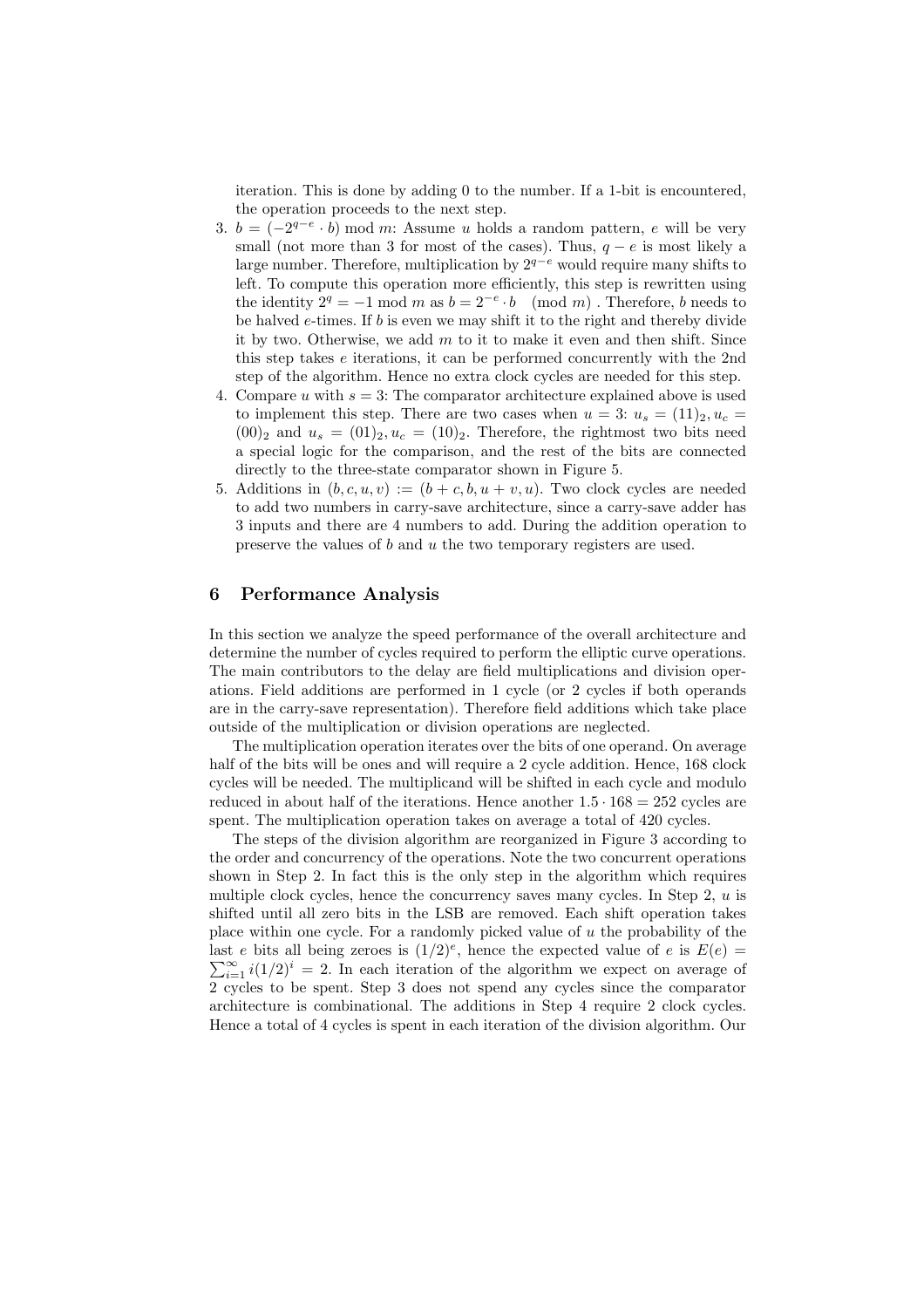iteration. This is done by adding 0 to the number. If a 1-bit is encountered, the operation proceeds to the next step.

3. $b = (-2^{q-e} \cdot b) \bmod m$: Assume $u$ holds a random pattern, $e$ will be very small (not more than 3 for most of the cases). Thus, $q - e$ is most likely a large number. Therefore, multiplication by $2^{q-e}$ would require many shifts to left. To compute this operation more efficiently, this step is rewritten using the identity $2^q = -1 \bmod m$ as $b = 2^{-e} \cdot b \pmod{m}$. Therefore, $b$ needs to be halved $e$-times. If $b$ is even we may shift it to the right and thereby divide it by two. Otherwise, we add $m$ to it to make it even and then shift. Since this step takes $e$ iterations, it can be performed concurrently with the 2nd step of the algorithm. Hence no extra clock cycles are needed for this step.
4. Compare $u$ with $s = 3$: The comparator architecture explained above is used to implement this step. There are two cases when $u = 3$: $u_s = (11)_2, u_c = (00)_2$ and $u_s = (01)_2, u_c = (10)_2$. Therefore, the rightmost two bits need a special logic for the comparison, and the rest of the bits are connected directly to the three-state comparator shown in Figure 5.
5. Additions in $(b, c, u, v) := (b + c, b, u + v, u)$. Two clock cycles are needed to add two numbers in carry-save architecture, since a carry-save adder has 3 inputs and there are 4 numbers to add. During the addition operation to preserve the values of $b$ and $u$ the two temporary registers are used.

## 6 Performance Analysis

In this section we analyze the speed performance of the overall architecture and determine the number of cycles required to perform the elliptic curve operations. The main contributors to the delay are field multiplications and division operations. Field additions are performed in 1 cycle (or 2 cycles if both operands are in the carry-save representation). Therefore field additions which take place outside of the multiplication or division operations are neglected.

The multiplication operation iterates over the bits of one operand. On average half of the bits will be ones and will require a 2 cycle addition. Hence, 168 clock cycles will be needed. The multiplicand will be shifted in each cycle and modulo reduced in about half of the iterations. Hence another $1.5 \cdot 168 = 252$ cycles are spent. The multiplication operation takes on average a total of 420 cycles.

The steps of the division algorithm are reorganized in Figure 3 according to the order and concurrency of the operations. Note the two concurrent operations shown in Step 2. In fact this is the only step in the algorithm which requires multiple clock cycles, hence the concurrency saves many cycles. In Step 2, $u$ is shifted until all zero bits in the LSB are removed. Each shift operation takes place within one cycle. For a randomly picked value of $u$ the probability of the last $e$ bits all being zeroes is $(1/2)^e$, hence the expected value of $e$ is $E(e) = \sum_{i=1}^{\infty} i(1/2)^i = 2$. In each iteration of the algorithm we expect on average of 2 cycles to be spent. Step 3 does not spend any cycles since the comparator architecture is combinational. The additions in Step 4 require 2 clock cycles. Hence a total of 4 cycles is spent in each iteration of the division algorithm. Our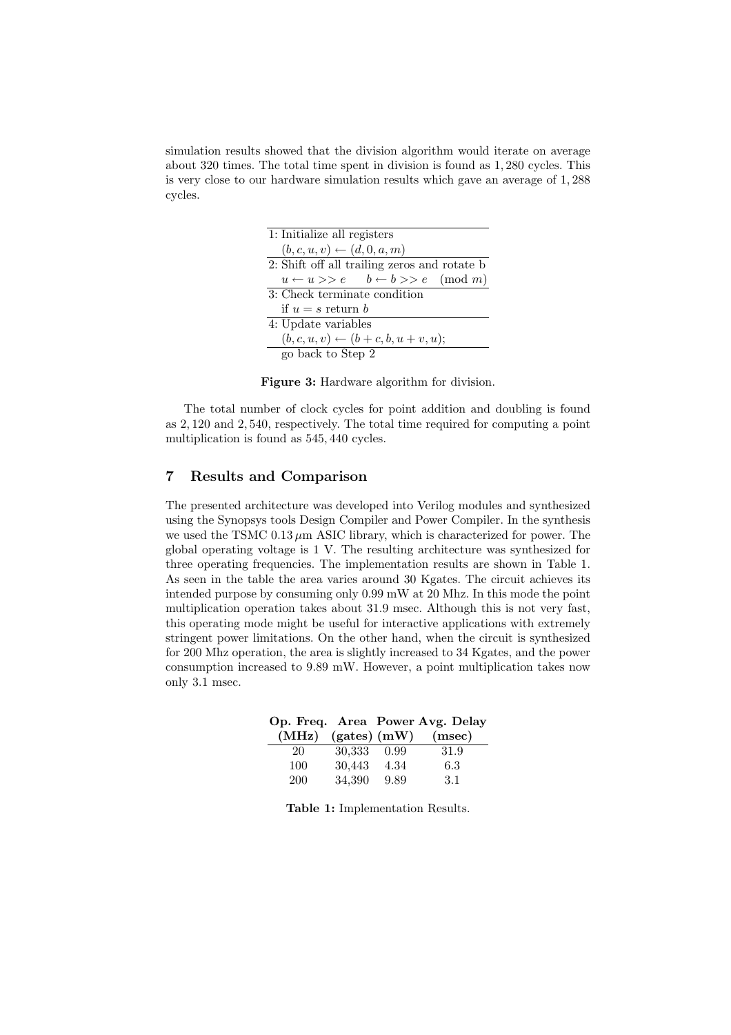simulation results showed that the division algorithm would iterate on average about 320 times. The total time spent in division is found as 1,280 cycles. This is very close to our hardware simulation results which gave an average of 1,288 cycles.

| 1: Initialize all registers |
|---|
| $(b, c, u, v) \leftarrow (d, 0, a, m)$ |
| 2: Shift off all trailing zeros and rotate b |
| $u \leftarrow u >> e \quad b \leftarrow b >> e \pmod{m}$ |
| 3: Check terminate condition |
| if $u = s$ return $b$ |
| 4: Update variables |
| $(b, c, u, v) \leftarrow (b + c, b, u + v, u)$; |
| go back to Step 2 |

**Figure 3:** Hardware algorithm for division.

The total number of clock cycles for point addition and doubling is found as 2,120 and 2,540, respectively. The total time required for computing a point multiplication is found as 545,440 cycles.

## 7 Results and Comparison

The presented architecture was developed into Verilog modules and synthesized using the Synopsys tools Design Compiler and Power Compiler. In the synthesis we used the TSMC 0.13 $\mu$m ASIC library, which is characterized for power. The global operating voltage is 1 V. The resulting architecture was synthesized for three operating frequencies. The implementation results are shown in Table 1. As seen in the table the area varies around 30 Kgates. The circuit achieves its intended purpose by consuming only 0.99 mW at 20 Mhz. In this mode the point multiplication operation takes about 31.9 msec. Although this is not very fast, this operating mode might be useful for interactive applications with extremely stringent power limitations. On the other hand, when the circuit is synthesized for 200 Mhz operation, the area is slightly increased to 34 Kgates, and the power consumption increased to 9.89 mW. However, a point multiplication takes now only 3.1 msec.

| Op. Freq. (MHz) | Area (gates) | Power (mW) | Avg. Delay (msec) |
|---|---|---|---|
| 20 | 30,333 | 0.99 | 31.9 |
| 100 | 30,443 | 4.34 | 6.3 |
| 200 | 34,390 | 9.89 | 3.1 |

**Table 1:** Implementation Results.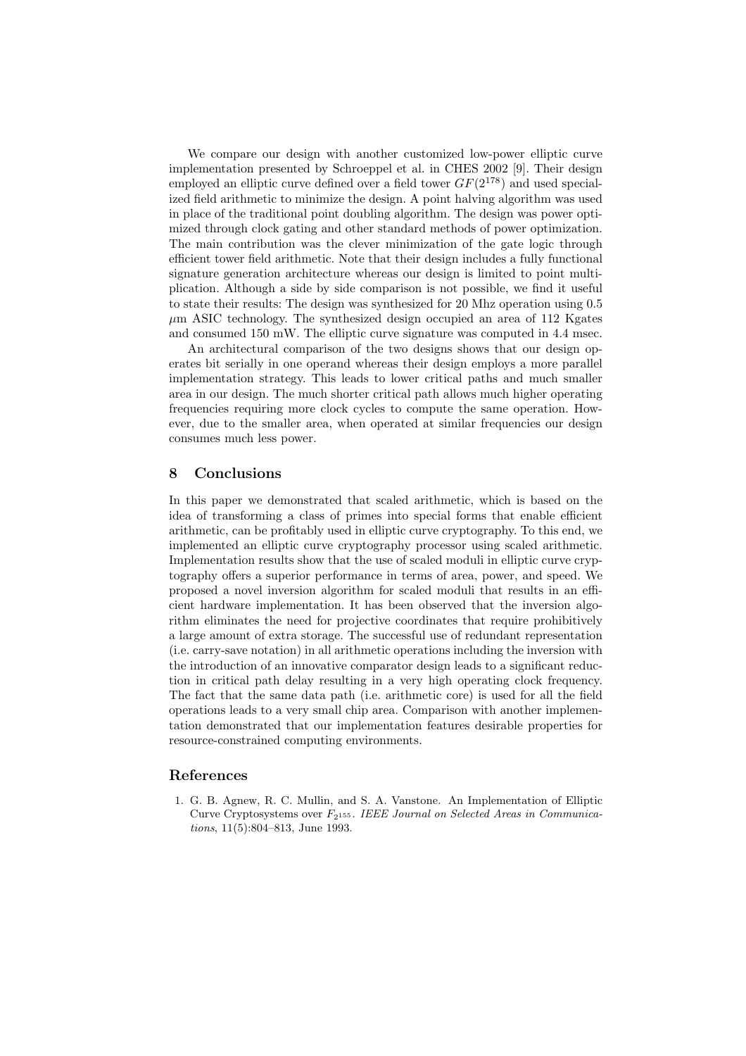We compare our design with another customized low-power elliptic curve implementation presented by Schroeppel et al. in CHES 2002 [9]. Their design employed an elliptic curve defined over a field tower $GF(2^{178})$ and used specialized field arithmetic to minimize the design. A point halving algorithm was used in place of the traditional point doubling algorithm. The design was power optimized through clock gating and other standard methods of power optimization. The main contribution was the clever minimization of the gate logic through efficient tower field arithmetic. Note that their design includes a fully functional signature generation architecture whereas our design is limited to point multiplication. Although a side by side comparison is not possible, we find it useful to state their results: The design was synthesized for 20 Mhz operation using 0.5 $\mu$m ASIC technology. The synthesized design occupied an area of 112 Kgates and consumed 150 mW. The elliptic curve signature was computed in 4.4 msec.

An architectural comparison of the two designs shows that our design operates bit serially in one operand whereas their design employs a more parallel implementation strategy. This leads to lower critical paths and much smaller area in our design. The much shorter critical path allows much higher operating frequencies requiring more clock cycles to compute the same operation. However, due to the smaller area, when operated at similar frequencies our design consumes much less power.

## 8 Conclusions

In this paper we demonstrated that scaled arithmetic, which is based on the idea of transforming a class of primes into special forms that enable efficient arithmetic, can be profitably used in elliptic curve cryptography. To this end, we implemented an elliptic curve cryptography processor using scaled arithmetic. Implementation results show that the use of scaled moduli in elliptic curve cryptography offers a superior performance in terms of area, power, and speed. We proposed a novel inversion algorithm for scaled moduli that results in an efficient hardware implementation. It has been observed that the inversion algorithm eliminates the need for projective coordinates that require prohibitively a large amount of extra storage. The successful use of redundant representation (i.e. carry-save notation) in all arithmetic operations including the inversion with the introduction of an innovative comparator design leads to a significant reduction in critical path delay resulting in a very high operating clock frequency. The fact that the same data path (i.e. arithmetic core) is used for all the field operations leads to a very small chip area. Comparison with another implementation demonstrated that our implementation features desirable properties for resource-constrained computing environments.

## References

1. G. B. Agnew, R. C. Mullin, and S. A. Vanstone. An Implementation of Elliptic Curve Cryptosystems over $F_{2^{155}}$. *IEEE Journal on Selected Areas in Communications*, 11(5):804–813, June 1993.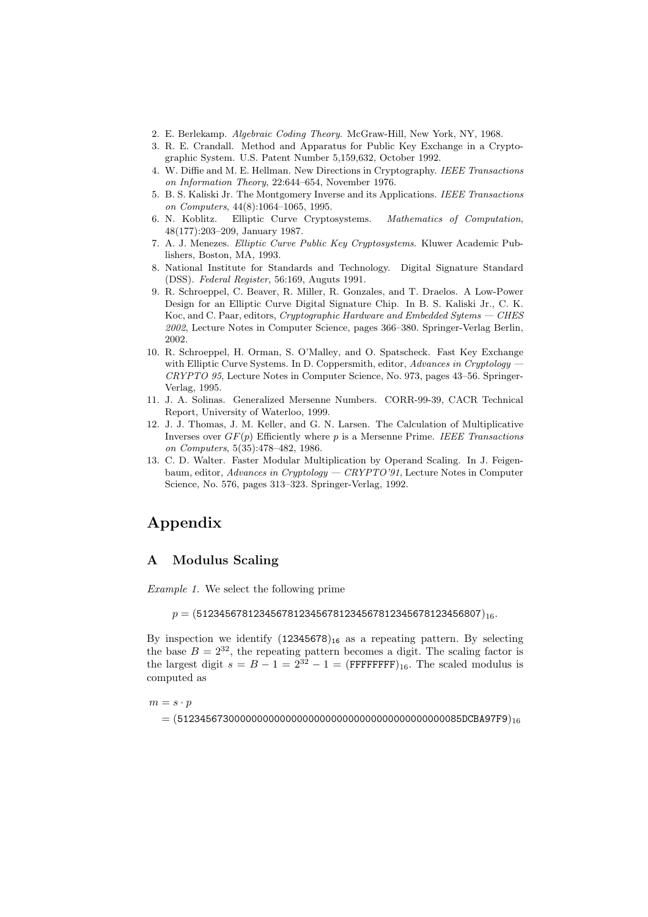2. E. Berlekamp. *Algebraic Coding Theory*. McGraw-Hill, New York, NY, 1968.
3. R. E. Crandall. Method and Apparatus for Public Key Exchange in a Cryptographic System. U.S. Patent Number 5,159,632, October 1992.
4. W. Diffie and M. E. Hellman. New Directions in Cryptography. *IEEE Transactions on Information Theory*, 22:644–654, November 1976.
5. B. S. Kaliski Jr. The Montgomery Inverse and its Applications. *IEEE Transactions on Computers*, 44(8):1064–1065, 1995.
6. N. Koblitz. Elliptic Curve Cryptosystems. *Mathematics of Computation*, 48(177):203–209, January 1987.
7. A. J. Menezes. *Elliptic Curve Public Key Cryptosystems*. Kluwer Academic Publishers, Boston, MA, 1993.
8. National Institute for Standards and Technology. Digital Signature Standard (DSS). *Federal Register*, 56:169, Auguts 1991.
9. R. Schroeppel, C. Beaver, R. Miller, R. Gonzales, and T. Draelos. A Low-Power Design for an Elliptic Curve Digital Signature Chip. In B. S. Kaliski Jr., C. K. Koc, and C. Paar, editors, *Cryptographic Hardware and Embedded Sytems — CHES 2002*, Lecture Notes in Computer Science, pages 366–380. Springer-Verlag Berlin, 2002.
10. R. Schroeppel, H. Orman, S. O'Malley, and O. Spatscheck. Fast Key Exchange with Elliptic Curve Systems. In D. Coppersmith, editor, *Advances in Cryptology — CRYPTO 95*, Lecture Notes in Computer Science, No. 973, pages 43–56. Springer-Verlag, 1995.
11. J. A. Solinas. Generalized Mersenne Numbers. CORR-99-39, CACR Technical Report, University of Waterloo, 1999.
12. J. J. Thomas, J. M. Keller, and G. N. Larsen. The Calculation of Multiplicative Inverses over $GF(p)$ Efficiently where $p$ is a Mersenne Prime. *IEEE Transactions on Computers*, 5(35):478–482, 1986.
13. C. D. Walter. Faster Modular Multiplication by Operand Scaling. In J. Feigenbaum, editor, *Advances in Cryptology — CRYPTO'91*, Lecture Notes in Computer Science, No. 576, pages 313–323. Springer-Verlag, 1992.

# Appendix

## A Modulus Scaling

*Example 1.* We select the following prime

$$p = (\texttt{5123456781234567812345678123456781234567812345680 7})_{16}.$$

By inspection we identify $(\texttt{12345678})_{16}$ as a repeating pattern. By selecting the base $B = 2^{32}$, the repeating pattern becomes a digit. The scaling factor is the largest digit $s = B - 1 = 2^{32} - 1 = (\texttt{FFFFFFFF})_{16}$. The scaled modulus is computed as

$$
\begin{aligned}
m &= s \cdot p \\
&= (\texttt{51234567300000000000000000000000000000000000000085DCBA97F9})_{16}
\end{aligned}
$$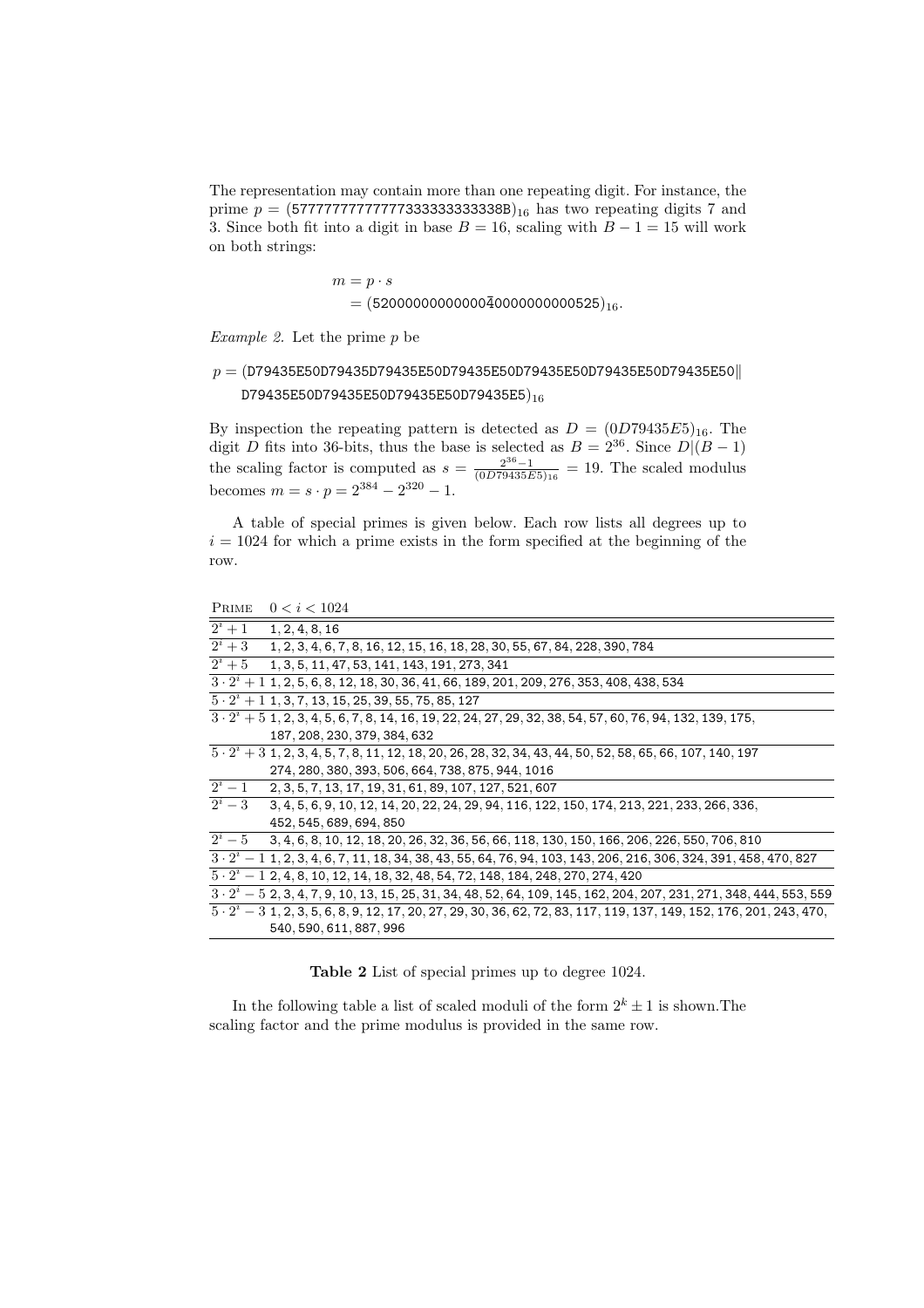The representation may contain more than one repeating digit. For instance, the prime $p = (577777777777777333333333338B)_{16}$ has two repeating digits 7 and 3. Since both fit into a digit in base $B = 16$, scaling with $B - 1 = 15$ will work on both strings:

$$
\begin{aligned}
m &= p \cdot s \\
&= (520000000000000\bar{4}0000000000525)_{16}.
\end{aligned}
$$

*Example 2.* Let the prime $p$ be

$$
\begin{aligned}
p = (&\texttt{D79435E50D79435D79435E50D79435E50D79435E50D79435E50D79435E50}\| \\
&\texttt{D79435E50D79435E50D79435E50D79435E5})_{16}
\end{aligned}
$$

By inspection the repeating pattern is detected as $D = (0D79435E5)_{16}$. The digit $D$ fits into 36-bits, thus the base is selected as $B = 2^{36}$. Since $D|(B-1)$ the scaling factor is computed as $s = \frac{2^{36}-1}{(0D79435E5)_{16}} = 19$. The scaled modulus becomes $m = s \cdot p = 2^{384} - 2^{320} - 1$.

A table of special primes is given below. Each row lists all degrees up to $i = 1024$ for which a prime exists in the form specified at the beginning of the row.

| Prime | $0 < i < 1024$ |
|---|---|
| $2^i + 1$ | 1, 2, 4, 8, 16 |
| $2^i + 3$ | 1, 2, 3, 4, 6, 7, 8, 16, 12, 15, 16, 18, 28, 30, 55, 67, 84, 228, 390, 784 |
| $2^i + 5$ | 1, 3, 5, 11, 47, 53, 141, 143, 191, 273, 341 |
| $3 \cdot 2^i + 1$ | 1, 2, 5, 6, 8, 12, 18, 30, 36, 41, 66, 189, 201, 209, 276, 353, 408, 438, 534 |
| $5 \cdot 2^i + 1$ | 1, 3, 7, 13, 15, 25, 39, 55, 75, 85, 127 |
| $3 \cdot 2^i + 5$ | 1, 2, 3, 4, 5, 6, 7, 8, 14, 16, 19, 22, 24, 27, 29, 32, 38, 54, 57, 60, 76, 94, 132, 139, 175, 187, 208, 230, 379, 384, 632 |
| $5 \cdot 2^i + 3$ | 1, 2, 3, 4, 5, 7, 8, 11, 12, 18, 20, 26, 28, 32, 34, 43, 44, 50, 52, 58, 65, 66, 107, 140, 197 274, 280, 380, 393, 506, 664, 738, 875, 944, 1016 |
| $2^i - 1$ | 2, 3, 5, 7, 13, 17, 19, 31, 61, 89, 107, 127, 521, 607 |
| $2^i - 3$ | 3, 4, 5, 6, 9, 10, 12, 14, 20, 22, 24, 29, 94, 116, 122, 150, 174, 213, 221, 233, 266, 336, 452, 545, 689, 694, 850 |
| $2^i - 5$ | 3, 4, 6, 8, 10, 12, 18, 20, 26, 32, 36, 56, 66, 118, 130, 150, 166, 206, 226, 550, 706, 810 |
| $3 \cdot 2^i - 1$ | 1, 2, 3, 4, 6, 7, 11, 18, 34, 38, 43, 55, 64, 76, 94, 103, 143, 206, 216, 306, 324, 391, 458, 470, 827 |
| $5 \cdot 2^i - 1$ | 2, 4, 8, 10, 12, 14, 18, 32, 48, 54, 72, 148, 184, 248, 270, 274, 420 |
| $3 \cdot 2^i - 5$ | 2, 3, 4, 7, 9, 10, 13, 15, 25, 31, 34, 48, 52, 64, 109, 145, 162, 204, 207, 231, 271, 348, 444, 553, 559 |
| $5 \cdot 2^i - 3$ | 1, 2, 3, 5, 6, 8, 9, 12, 17, 20, 27, 29, 30, 36, 62, 72, 83, 117, 119, 137, 149, 152, 176, 201, 243, 470, 540, 590, 611, 887, 996 |

**Table 2** List of special primes up to degree 1024.

In the following table a list of scaled moduli of the form $2^k \pm 1$ is shown.The scaling factor and the prime modulus is provided in the same row.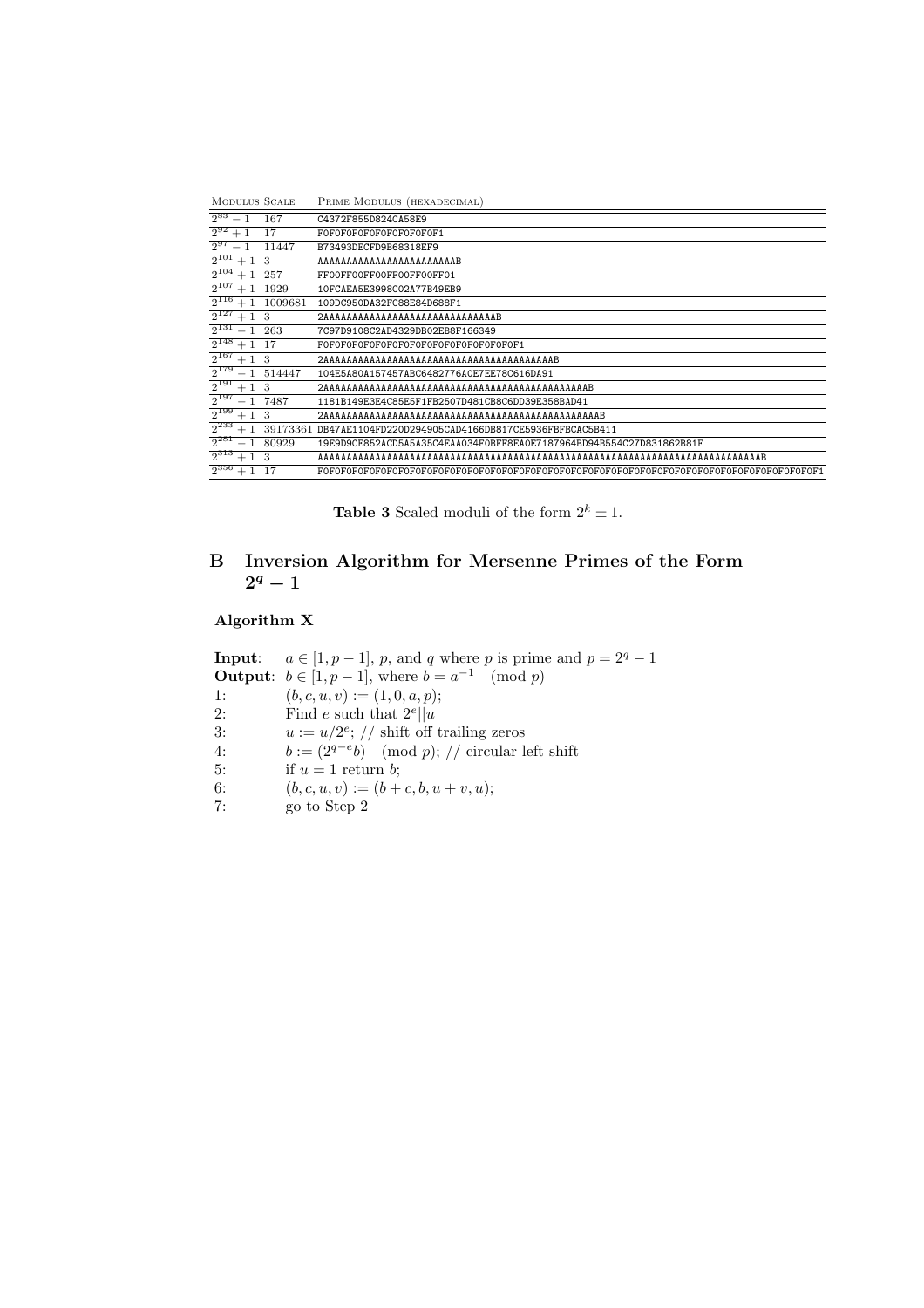| Modulus Scale | | Prime Modulus (hexadecimal) |
|---|---|---|
| $2^{83} - 1$ | 167 | C4372F855D824CA58E9 |
| $2^{92} + 1$ | 17 | F0F0F0F0F0F0F0F0F0F0F1 |
| $2^{97} - 1$ | 11447 | B73493DECFD9B68318EF9 |
| $2^{101} + 1$ | 3 | AAAAAAAAAAAAAAAAAAAAAAAAB |
| $2^{104} + 1$ | 257 | FF00FF00FF00FF00FF00FF01 |
| $2^{107} + 1$ | 1929 | 10FCAEA5E3998C02A77B49EB9 |
| $2^{116} + 1$ | 1009681 | 109DC950DA32FC88E84D688F1 |
| $2^{127} + 1$ | 3 | 2AAAAAAAAAAAAAAAAAAAAAAAAAAAAAAB |
| $2^{131} - 1$ | 263 | 7C97D9108C2AD4329DB02EB8F166349 |
| $2^{148} + 1$ | 17 | F0F0F0F0F0F0F0F0F0F0F0F0F0F0F0F0F0F1 |
| $2^{167} + 1$ | 3 | 2AAAAAAAAAAAAAAAAAAAAAAAAAAAAAAAAAAAAAAAAB |
| $2^{179} - 1$ | 514447 | 104E5A80A157457ABC6482776A0E7EE78C616DA91 |
| $2^{191} + 1$ | 3 | 2AAAAAAAAAAAAAAAAAAAAAAAAAAAAAAAAAAAAAAAAAAAAAAB |
| $2^{197} - 1$ | 7487 | 1181B149E3E4C85E5F1FB2507D481CB8C6DD39E358BAD41 |
| $2^{199} + 1$ | 3 | 2AAAAAAAAAAAAAAAAAAAAAAAAAAAAAAAAAAAAAAAAAAAAAAAAB |
| $2^{233} + 1$ | 39173361 | DB47AE1104FD220D294905CAD4166DB817CE5936FBFBCAC5B411 |
| $2^{281} - 1$ | 80929 | 19E9D9CE852ACD5A5A35C4EAA034F0BFF8EA0E7187964BD94B554C27D831862B81F |
| $2^{313} + 1$ | 3 | AAAAAAAAAAAAAAAAAAAAAAAAAAAAAAAAAAAAAAAAAAAAAAAAAAAAAAAAAAAAAAAAAAAAAAAAAAAAAAAB |
| $2^{356} + 1$ | 17 | F0F0F0F0F0F0F0F0F0F0F0F0F0F0F0F0F0F0F0F0F0F0F0F0F0F0F0F0F0F0F0F0F0F0F0F0F0F0F0F0F0F0F0F0F1 |

**Table 3** Scaled moduli of the form $2^k \pm 1$.

## B Inversion Algorithm for Mersenne Primes of the Form $2^q - 1$

### Algorithm X

**Input**: $a \in [1, p-1]$, $p$, and $q$ where $p$ is prime and $p = 2^q - 1$
**Output**: $b \in [1, p-1]$, where $b = a^{-1} \pmod{p}$

1: $(b, c, u, v) := (1, 0, a, p)$;
2: Find $e$ such that $2^e || u$
3: $u := u/2^e$; // shift off trailing zeros
4: $b := (2^{q-e} b) \pmod{p}$; // circular left shift
5: if $u = 1$ return $b$;
6: $(b, c, u, v) := (b + c, b, u + v, u)$;
7: go to Step 2